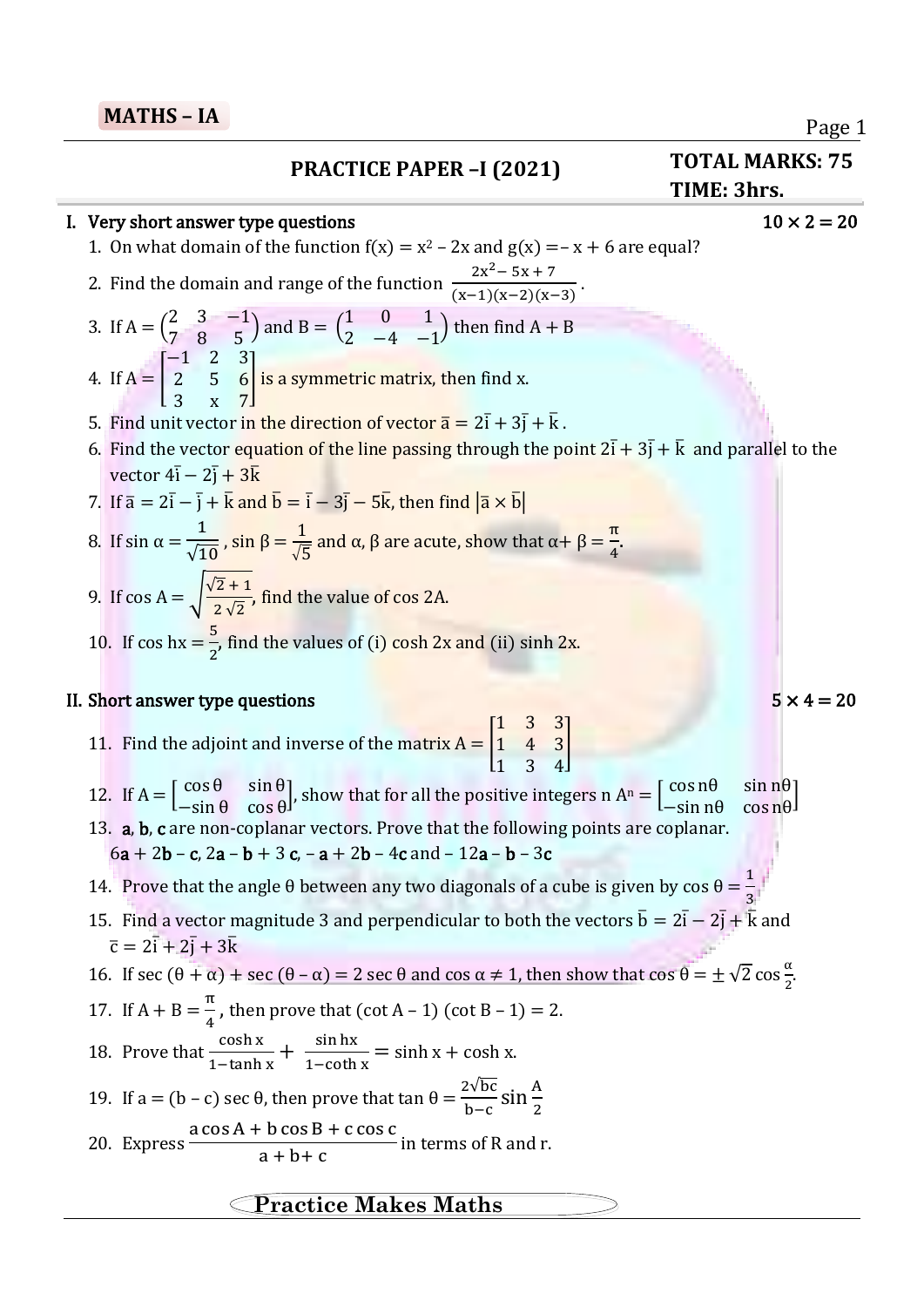**MATHS – IA**

## PRACTICE PAPER –I (2021)

**TOTAL MARKS: 75**
**TIME: 3hrs.**

### I. Very short answer type questions $10 \times 2 = 20$

1. On what domain of the function $f(x) = x^2 - 2x$ and $g(x) = -x + 6$ are equal?
2. Find the domain and range of the function $\frac{2x^2 - 5x + 7}{(x-1)(x-2)(x-3)}$.
3. If $A = \begin{pmatrix} 2 & 3 & -1 \\ 7 & 8 & 5 \end{pmatrix}$ and $B = \begin{pmatrix} 1 & 0 & 1 \\ 2 & -4 & -1 \end{pmatrix}$ then find $A + B$
4. If $A = \begin{bmatrix} -1 & 2 & 3 \\ 2 & 5 & 6 \\ 3 & x & 7 \end{bmatrix}$ is a symmetric matrix, then find x.
5. Find unit vector in the direction of vector $\bar{a} = 2\bar{i} + 3\bar{j} + \bar{k}$.
6. Find the vector equation of the line passing through the point $2\bar{i} + 3\bar{j} + \bar{k}$ and parallel to the vector $4\bar{i} - 2\bar{j} + 3\bar{k}$
7. If $\bar{a} = 2\bar{i} - \bar{j} + \bar{k}$ and $\bar{b} = \bar{i} - 3\bar{j} - 5\bar{k}$, then find $|\bar{a} \times \bar{b}|$
8. If $\sin\alpha = \frac{1}{\sqrt{10}}$, $\sin\beta = \frac{1}{\sqrt{5}}$ and $\alpha, \beta$ are acute, show that $\alpha + \beta = \frac{\pi}{4}$.
9. If $\cos A = \sqrt{\frac{\sqrt{2}+1}{2\sqrt{2}}}$, find the value of $\cos 2A$.
10. If $\cos hx = \frac{5}{2}$, find the values of (i) $\cosh 2x$ and (ii) $\sinh 2x$.

### II. Short answer type questions $5 \times 4 = 20$

11. Find the adjoint and inverse of the matrix $A = \begin{bmatrix} 1 & 3 & 3 \\ 1 & 4 & 3 \\ 1 & 3 & 4 \end{bmatrix}$
12. If $A = \begin{bmatrix} \cos\theta & \sin\theta \\ -\sin\theta & \cos\theta \end{bmatrix}$, show that for all the positive integers n $A^n = \begin{bmatrix} \cos n\theta & \sin n\theta \\ -\sin n\theta & \cos n\theta \end{bmatrix}$
13. **a**, **b**, **c** are non-coplanar vectors. Prove that the following points are coplanar.
    $6\mathbf{a} + 2\mathbf{b} - \mathbf{c}$, $2\mathbf{a} - \mathbf{b} + 3\mathbf{c}$, $-\mathbf{a} + 2\mathbf{b} - 4\mathbf{c}$ and $-12\mathbf{a} - \mathbf{b} - 3\mathbf{c}$
14. Prove that the angle θ between any two diagonals of a cube is given by $\cos\theta = \frac{1}{3}$
15. Find a vector magnitude 3 and perpendicular to both the vectors $\bar{b} = 2\bar{i} - 2\bar{j} + \bar{k}$ and $\bar{c} = 2\bar{i} + 2\bar{j} + 3\bar{k}$
16. If $\sec(\theta + \alpha) + \sec(\theta - \alpha) = 2\sec\theta$ and $\cos\alpha \neq 1$, then show that $\cos\theta = \pm\sqrt{2}\cos\frac{\alpha}{2}$.
17. If $A + B = \frac{\pi}{4}$, then prove that $(\cot A - 1)(\cot B - 1) = 2$.
18. Prove that $\frac{\cosh x}{1 - \tanh x} + \frac{\sin hx}{1 - \coth x} = \sinh x + \cosh x$.
19. If $a = (b - c)\sec\theta$, then prove that $\tan\theta = \frac{2\sqrt{bc}}{b-c}\sin\frac{A}{2}$
20. Express $\frac{a\cos A + b\cos B + c\cos c}{a + b + c}$ in terms of R and r.

**Practice Makes Maths**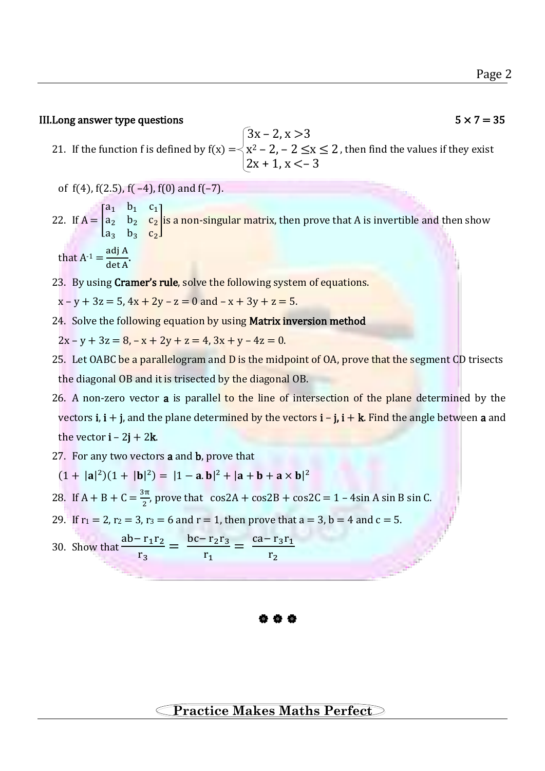**III.Long answer type questions** $5 \times 7 = 35$

21. If the function f is defined by $f(x) = \begin{cases} 3x - 2, & x > 3 \\ x^2 - 2, & -2 \le x \le 2 \\ 2x + 1, & x < -3 \end{cases}$, then find the values if they exist of $f(4)$, $f(2.5)$, $f(-4)$, $f(0)$ and $f(-7)$.

22. If $A = \begin{bmatrix} a_1 & b_1 & c_1 \\ a_2 & b_2 & c_2 \\ a_3 & b_3 & c_2 \end{bmatrix}$ is a non-singular matrix, then prove that A is invertible and then show that $A^{-1} = \frac{\text{adj } A}{\det A}$.

23. By using **Cramer's rule**, solve the following system of equations.
    $x - y + 3z = 5$, $4x + 2y - z = 0$ and $-x + 3y + z = 5$.

24. Solve the following equation by using **Matrix inversion method**
    $2x - y + 3z = 8$, $-x + 2y + z = 4$, $3x + y - 4z = 0$.

25. Let OABC be a parallelogram and D is the midpoint of OA, prove that the segment CD trisects the diagonal OB and it is trisected by the diagonal OB.

26. A non-zero vector **a** is parallel to the line of intersection of the plane determined by the vectors **i**, **i** + **j**, and the plane determined by the vectors **i** – **j**, **i** + **k**. Find the angle between **a** and the vector **i** – 2**j** + 2**k**.

27. For any two vectors **a** and **b**, prove that
    $(1 + |\mathbf{a}|^2)(1 + |\mathbf{b}|^2) = |1 - \mathbf{a}.\mathbf{b}|^2 + |\mathbf{a} + \mathbf{b} + \mathbf{a} \times \mathbf{b}|^2$

28. If $A + B + C = \frac{3\pi}{2}$, prove that $\cos 2A + \cos 2B + \cos 2C = 1 - 4\sin A \sin B \sin C$.

29. If $r_1 = 2$, $r_2 = 3$, $r_3 = 6$ and $r = 1$, then prove that $a = 3$, $b = 4$ and $c = 5$.

30. Show that $\frac{ab - r_1 r_2}{r_3} = \frac{bc - r_2 r_3}{r_1} = \frac{ca - r_3 r_1}{r_2}$

❁ ❁ ❁

Practice Makes Maths Perfect